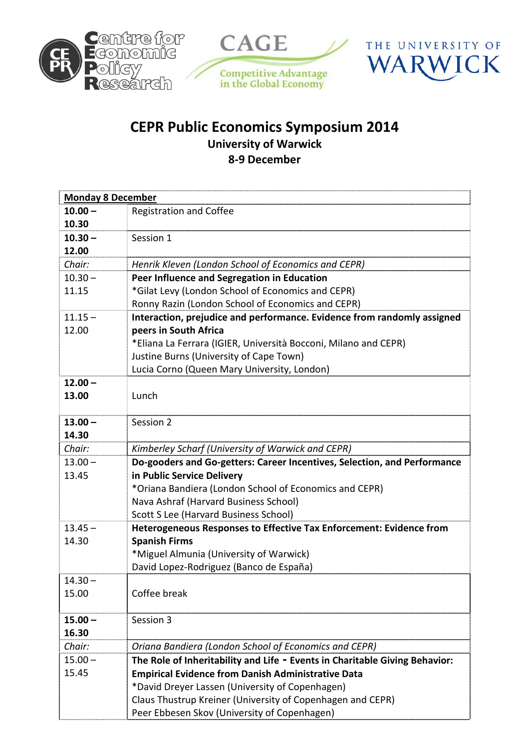Centre for Economic Policy Research

CAGE Competitive Advantage in the Global Economy

THE UNIVERSITY OF WARWICK

# CEPR Public Economics Symposium 2014

## University of Warwick

## 8-9 December

| **Monday 8 December** | |
|---|---|
| **10.00 – 10.30** | Registration and Coffee |
| **10.30 – 12.00** | Session 1 |
| *Chair:* | *Henrik Kleven (London School of Economics and CEPR)* |
| 10.30 – 11.15 | **Peer Influence and Segregation in Education**<br>*Gilat Levy (London School of Economics and CEPR)<br>Ronny Razin (London School of Economics and CEPR) |
| 11.15 – 12.00 | **Interaction, prejudice and performance. Evidence from randomly assigned peers in South Africa**<br>*Eliana La Ferrara (IGIER, Università Bocconi, Milano and CEPR)<br>Justine Burns (University of Cape Town)<br>Lucia Corno (Queen Mary University, London) |
| **12.00 – 13.00** | Lunch |
| **13.00 – 14.30** | Session 2 |
| *Chair:* | *Kimberley Scharf (University of Warwick and CEPR)* |
| 13.00 – 13.45 | **Do-gooders and Go-getters: Career Incentives, Selection, and Performance in Public Service Delivery**<br>*Oriana Bandiera (London School of Economics and CEPR)<br>Nava Ashraf (Harvard Business School)<br>Scott S Lee (Harvard Business School) |
| 13.45 – 14.30 | **Heterogeneous Responses to Effective Tax Enforcement: Evidence from Spanish Firms**<br>*Miguel Almunia (University of Warwick)<br>David Lopez-Rodriguez (Banco de España) |
| 14.30 – 15.00 | Coffee break |
| **15.00 – 16.30** | Session 3 |
| *Chair:* | *Oriana Bandiera (London School of Economics and CEPR)* |
| 15.00 – 15.45 | **The Role of Inheritability and Life - Events in Charitable Giving Behavior: Empirical Evidence from Danish Administrative Data**<br>*David Dreyer Lassen (University of Copenhagen)<br>Claus Thustrup Kreiner (University of Copenhagen and CEPR)<br>Peer Ebbesen Skov (University of Copenhagen) |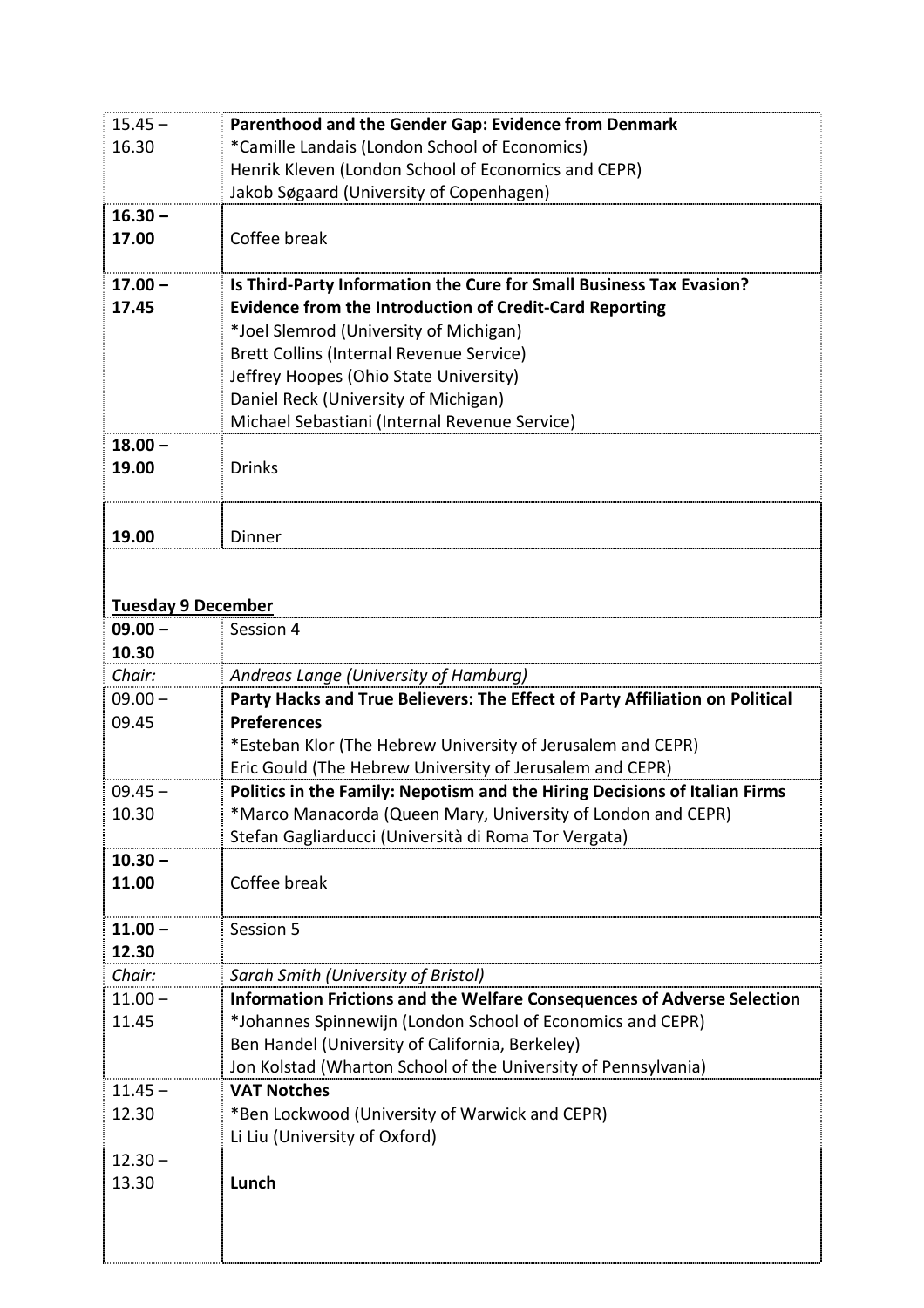| | |
|---|---|
| 15.45 – 16.30 | **Parenthood and the Gender Gap: Evidence from Denmark**<br>*Camille Landais (London School of Economics)<br>Henrik Kleven (London School of Economics and CEPR)<br>Jakob Søgaard (University of Copenhagen) |
| **16.30 – 17.00** | Coffee break |
| **17.00 – 17.45** | **Is Third-Party Information the Cure for Small Business Tax Evasion? Evidence from the Introduction of Credit-Card Reporting**<br>*Joel Slemrod (University of Michigan)<br>Brett Collins (Internal Revenue Service)<br>Jeffrey Hoopes (Ohio State University)<br>Daniel Reck (University of Michigan)<br>Michael Sebastiani (Internal Revenue Service) |
| **18.00 – 19.00** | Drinks |
| **19.00** | Dinner |

**Tuesday 9 December**

| | |
|---|---|
| **09.00 – 10.30** | Session 4 |
| *Chair:* | *Andreas Lange (University of Hamburg)* |
| 09.00 – 09.45 | **Party Hacks and True Believers: The Effect of Party Affiliation on Political Preferences**<br>*Esteban Klor (The Hebrew University of Jerusalem and CEPR)<br>Eric Gould (The Hebrew University of Jerusalem and CEPR) |
| 09.45 – 10.30 | **Politics in the Family: Nepotism and the Hiring Decisions of Italian Firms**<br>*Marco Manacorda (Queen Mary, University of London and CEPR)<br>Stefan Gagliarducci (Università di Roma Tor Vergata) |
| **10.30 – 11.00** | Coffee break |
| **11.00 – 12.30** | Session 5 |
| *Chair:* | *Sarah Smith (University of Bristol)* |
| 11.00 – 11.45 | **Information Frictions and the Welfare Consequences of Adverse Selection**<br>*Johannes Spinnewijn (London School of Economics and CEPR)<br>Ben Handel (University of California, Berkeley)<br>Jon Kolstad (Wharton School of the University of Pennsylvania) |
| 11.45 – 12.30 | **VAT Notches**<br>*Ben Lockwood (University of Warwick and CEPR)<br>Li Liu (University of Oxford) |
| 12.30 – 13.30 | **Lunch** |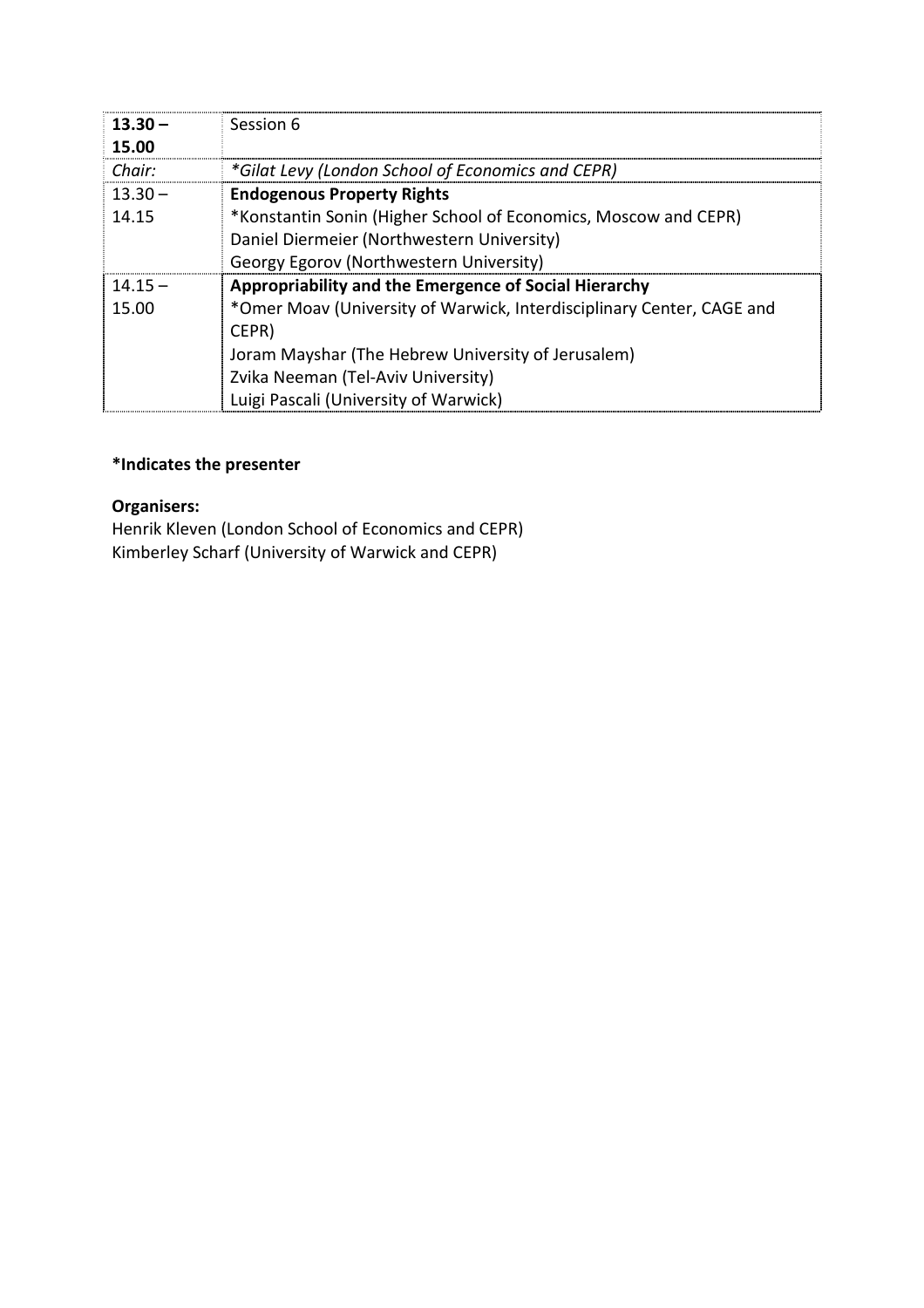| | |
|---|---|
| **13.30 – 15.00** | Session 6 |
| *Chair:* | **Gilat Levy (London School of Economics and CEPR)* |
| 13.30 – 14.15 | **Endogenous Property Rights**<br>*Konstantin Sonin (Higher School of Economics, Moscow and CEPR)<br>Daniel Diermeier (Northwestern University)<br>Georgy Egorov (Northwestern University) |
| 14.15 – 15.00 | **Appropriability and the Emergence of Social Hierarchy**<br>*Omer Moav (University of Warwick, Interdisciplinary Center, CAGE and CEPR)<br>Joram Mayshar (The Hebrew University of Jerusalem)<br>Zvika Neeman (Tel-Aviv University)<br>Luigi Pascali (University of Warwick) |

**\*Indicates the presenter**

**Organisers:**

Henrik Kleven (London School of Economics and CEPR)
Kimberley Scharf (University of Warwick and CEPR)